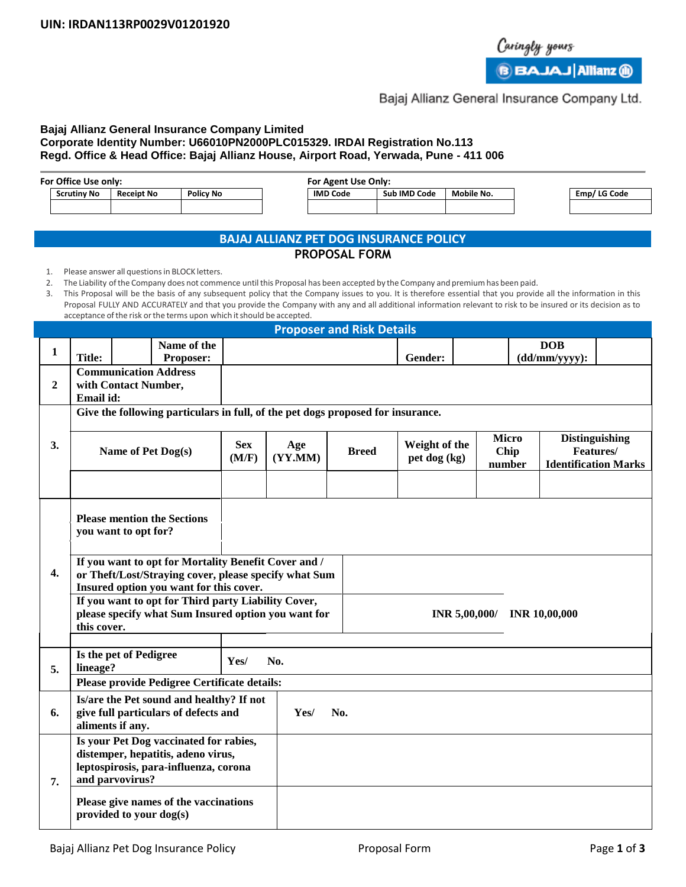UIN: IRDAN113RP0029V01201920

Caringly yours

BAJAJ | Allianz

Bajaj Allianz General Insurance Company Ltd.

**Bajaj Allianz General Insurance Company Limited**
**Corporate Identity Number: U66010PN2000PLC015329. IRDAI Registration No.113**
**Regd. Office & Head Office: Bajaj Allianz House, Airport Road, Yerwada, Pune - 411 006**

**For Office Use only:**

| Scrutiny No | Receipt No | Policy No |
|---|---|---|
| | | |

**For Agent Use Only:**

| IMD Code | Sub IMD Code | Mobile No. |
|---|---|---|
| | | |

| Emp/ LG Code |
|---|
| |

# BAJAJ ALLIANZ PET DOG INSURANCE POLICY

## PROPOSAL FORM

1. Please answer all questions in BLOCK letters.
2. The Liability of the Company does not commence until this Proposal has been accepted by the Company and premium has been paid.
3. This Proposal will be the basis of any subsequent policy that the Company issues to you. It is therefore essential that you provide all the information in this Proposal FULLY AND ACCURATELY and that you provide the Company with any and all additional information relevant to risk to be insured or its decision as to acceptance of the risk or the terms upon which it should be accepted.

## Proposer and Risk Details

| | | | | | | | |
|---|---|---|---|---|---|---|---|
| **1** | **Title:** | | **Name of the Proposer:** | | **Gender:** | | **DOB (dd/mm/yyyy):** |
| **2** | **Communication Address with Contact Number, Email id:** | | | | | | |
| **3.** | **Give the following particulars in full, of the pet dogs proposed for insurance.** | | | | | | |
| | **Name of Pet Dog(s)** | **Sex (M/F)** | **Age (YY.MM)** | **Breed** | **Weight of the pet dog (kg)** | **Micro Chip number** | **Distinguishing Features/ Identification Marks** |
| | | | | | | | |
| **4.** | **Please mention the Sections you want to opt for?** | | | | | | |
| | **If you want to opt for Mortality Benefit Cover and / or Theft/Lost/Straying cover, please specify what Sum Insured option you want for this cover.** | | | | | | |
| | **If you want to opt for Third party Liability Cover, please specify what Sum Insured option you want for this cover.** | | | | **INR 5,00,000/** | **INR 10,00,000** | |
| **5.** | **Is the pet of Pedigree lineage?** | **Yes/ No.** | | | | | |
| | **Please provide Pedigree Certificate details:** | | | | | | |
| **6.** | **Is/are the Pet sound and healthy? If not give full particulars of defects and aliments if any.** | **Yes/ No.** | | | | | |
| **7.** | **Is your Pet Dog vaccinated for rabies, distemper, hepatitis, adeno virus, leptospirosis, para-influenza, corona and parvovirus?** | | | | | | |
| | **Please give names of the vaccinations provided to your dog(s)** | | | | | | |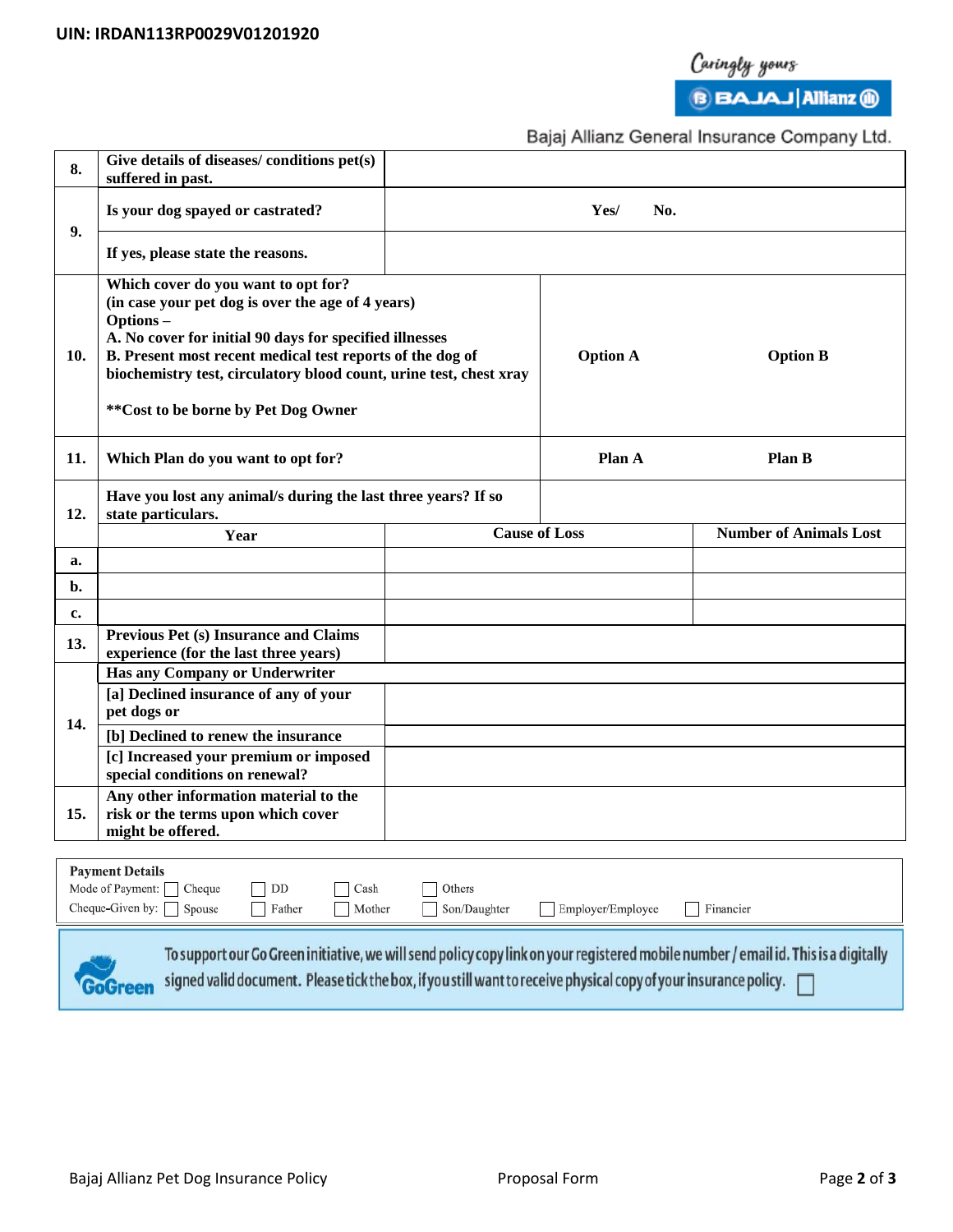UIN: IRDAN113RP0029V01201920

Bajaj Allianz General Insurance Company Ltd.

| | | | |
|---|---|---|---|
| 8. | Give details of diseases/ conditions pet(s) suffered in past. | | |
| 9. | Is your dog spayed or castrated? | Yes/ No. | |
| | If yes, please state the reasons. | | |
| 10. | Which cover do you want to opt for? (in case your pet dog is over the age of 4 years) Options – A. No cover for initial 90 days for specified illnesses B. Present most recent medical test reports of the dog of biochemistry test, circulatory blood count, urine test, chest xray **Cost to be borne by Pet Dog Owner | Option A | Option B |
| 11. | Which Plan do you want to opt for? | Plan A | Plan B |
| 12. | Have you lost any animal/s during the last three years? If so state particulars. | | |
| | Year | Cause of Loss | Number of Animals Lost |
| a. | | | |
| b. | | | |
| c. | | | |
| 13. | Previous Pet (s) Insurance and Claims experience (for the last three years) | | |
| 14. | Has any Company or Underwriter | | |
| | [a] Declined insurance of any of your pet dogs or | | |
| | [b] Declined to renew the insurance | | |
| | [c] Increased your premium or imposed special conditions on renewal? | | |
| 15. | Any other information material to the risk or the terms upon which cover might be offered. | | |

**Payment Details**

Mode of Payment: ☐ Cheque ☐ DD ☐ Cash ☐ Others

Cheque-Given by: ☐ Spouse ☐ Father ☐ Mother ☐ Son/Daughter ☐ Employer/Employee ☐ Financier

GoGreen: To support our Go Green initiative, we will send policy copy link on your registered mobile number / email id. This is a digitally signed valid document. Please tick the box, if you still want to receive physical copy of your insurance policy. ☐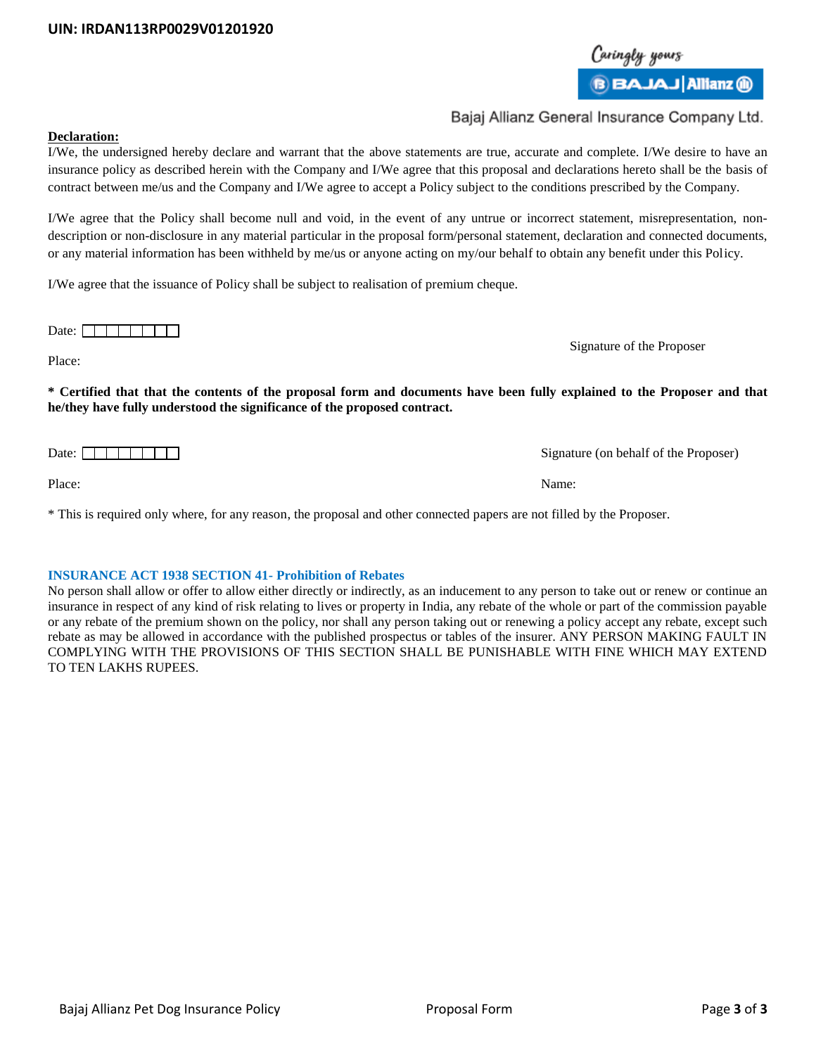**Declaration:**

I/We, the undersigned hereby declare and warrant that the above statements are true, accurate and complete. I/We desire to have an insurance policy as described herein with the Company and I/We agree that this proposal and declarations hereto shall be the basis of contract between me/us and the Company and I/We agree to accept a Policy subject to the conditions prescribed by the Company.

I/We agree that the Policy shall become null and void, in the event of any untrue or incorrect statement, misrepresentation, non-description or non-disclosure in any material particular in the proposal form/personal statement, declaration and connected documents, or any material information has been withheld by me/us or anyone acting on my/our behalf to obtain any benefit under this Policy.

I/We agree that the issuance of Policy shall be subject to realisation of premium cheque.

Date:

Place:

Signature of the Proposer

**\* Certified that that the contents of the proposal form and documents have been fully explained to the Proposer and that he/they have fully understood the significance of the proposed contract.**

Date:

Place:

Signature (on behalf of the Proposer)

Name:

\* This is required only where, for any reason, the proposal and other connected papers are not filled by the Proposer.

**INSURANCE ACT 1938 SECTION 41- Prohibition of Rebates**

No person shall allow or offer to allow either directly or indirectly, as an inducement to any person to take out or renew or continue an insurance in respect of any kind of risk relating to lives or property in India, any rebate of the whole or part of the commission payable or any rebate of the premium shown on the policy, nor shall any person taking out or renewing a policy accept any rebate, except such rebate as may be allowed in accordance with the published prospectus or tables of the insurer. ANY PERSON MAKING FAULT IN COMPLYING WITH THE PROVISIONS OF THIS SECTION SHALL BE PUNISHABLE WITH FINE WHICH MAY EXTEND TO TEN LAKHS RUPEES.